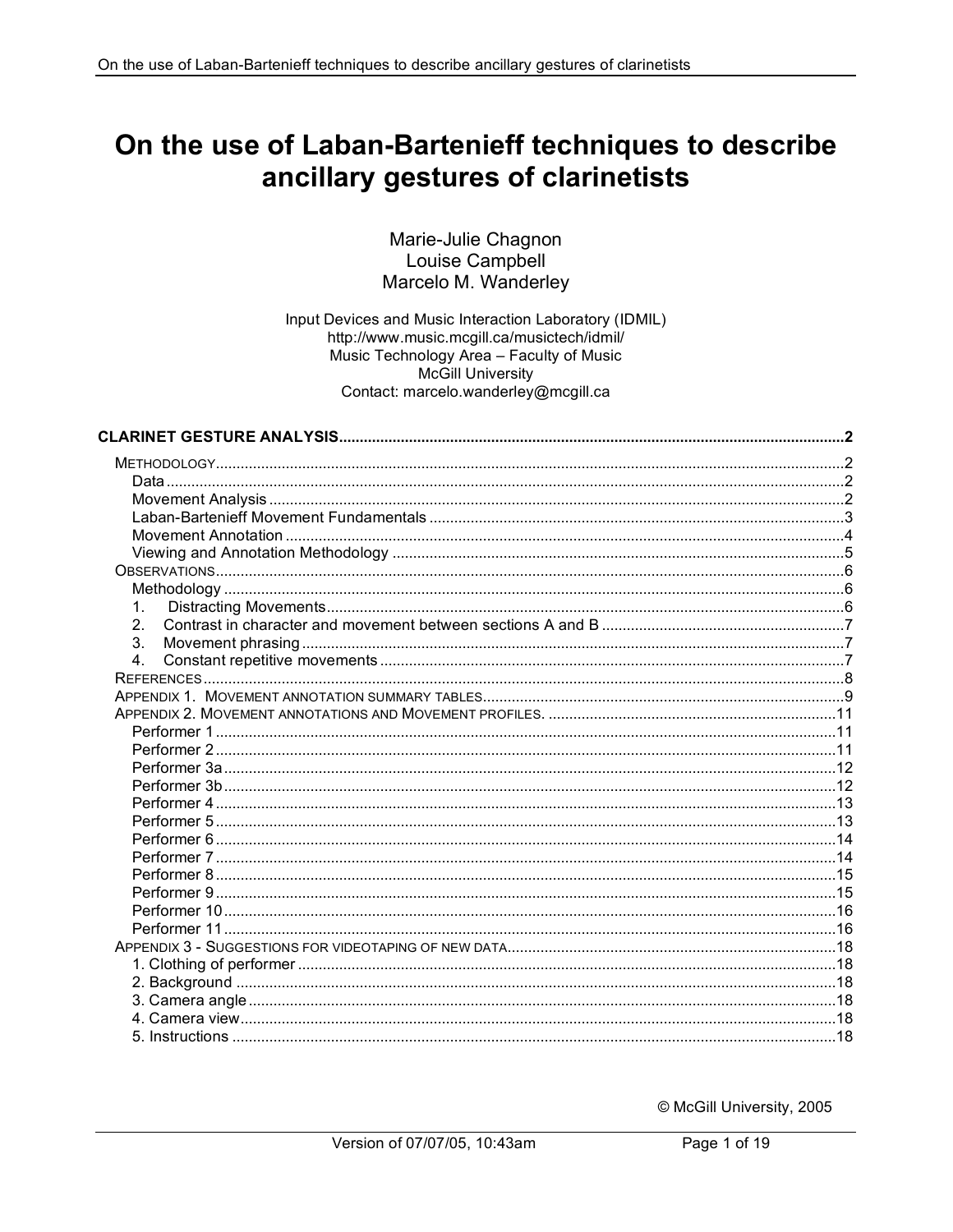# On the use of Laban-Bartenieff techniques to describe ancillary gestures of clarinetists

Marie-Julie Chagnon
Louise Campbell
Marcelo M. Wanderley

Input Devices and Music Interaction Laboratory (IDMIL)
http://www.music.mcgill.ca/musictech/idmil/
Music Technology Area – Faculty of Music
McGill University
Contact: marcelo.wanderley@mcgill.ca

**CLARINET GESTURE ANALYSIS** .......... 2

- METHODOLOGY .......... 2
  - Data .......... 2
  - Movement Analysis .......... 2
  - Laban-Bartenieff Movement Fundamentals .......... 3
  - Movement Annotation .......... 4
  - Viewing and Annotation Methodology .......... 5
- OBSERVATIONS .......... 6
  - Methodology .......... 6
  - 1. Distracting Movements .......... 6
  - 2. Contrast in character and movement between sections A and B .......... 7
  - 3. Movement phrasing .......... 7
  - 4. Constant repetitive movements .......... 7
- REFERENCES .......... 8
- APPENDIX 1. MOVEMENT ANNOTATION SUMMARY TABLES .......... 9
- APPENDIX 2. MOVEMENT ANNOTATIONS AND MOVEMENT PROFILES. .......... 11
  - Performer 1 .......... 11
  - Performer 2 .......... 11
  - Performer 3a .......... 12
  - Performer 3b .......... 12
  - Performer 4 .......... 13
  - Performer 5 .......... 13
  - Performer 6 .......... 14
  - Performer 7 .......... 14
  - Performer 8 .......... 15
  - Performer 9 .......... 15
  - Performer 10 .......... 16
  - Performer 11 .......... 16
- APPENDIX 3 - SUGGESTIONS FOR VIDEOTAPING OF NEW DATA .......... 18
  - 1. Clothing of performer .......... 18
  - 2. Background .......... 18
  - 3. Camera angle .......... 18
  - 4. Camera view .......... 18
  - 5. Instructions .......... 18

© McGill University, 2005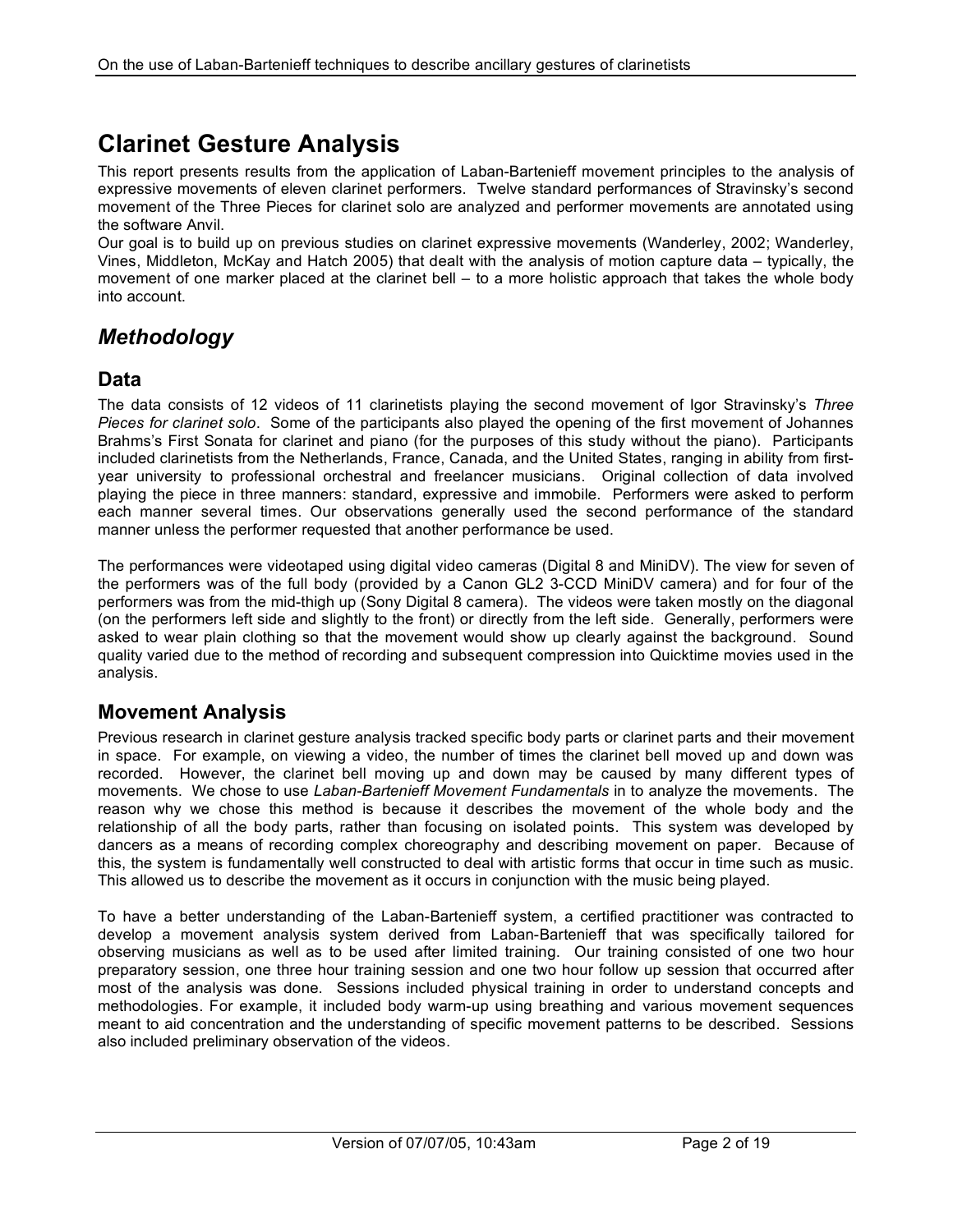# Clarinet Gesture Analysis

This report presents results from the application of Laban-Bartenieff movement principles to the analysis of expressive movements of eleven clarinet performers. Twelve standard performances of Stravinsky's second movement of the Three Pieces for clarinet solo are analyzed and performer movements are annotated using the software Anvil.

Our goal is to build up on previous studies on clarinet expressive movements (Wanderley, 2002; Wanderley, Vines, Middleton, McKay and Hatch 2005) that dealt with the analysis of motion capture data – typically, the movement of one marker placed at the clarinet bell – to a more holistic approach that takes the whole body into account.

## *Methodology*

### Data

The data consists of 12 videos of 11 clarinetists playing the second movement of Igor Stravinsky's *Three Pieces for clarinet solo*. Some of the participants also played the opening of the first movement of Johannes Brahms's First Sonata for clarinet and piano (for the purposes of this study without the piano). Participants included clarinetists from the Netherlands, France, Canada, and the United States, ranging in ability from first-year university to professional orchestral and freelancer musicians. Original collection of data involved playing the piece in three manners: standard, expressive and immobile. Performers were asked to perform each manner several times. Our observations generally used the second performance of the standard manner unless the performer requested that another performance be used.

The performances were videotaped using digital video cameras (Digital 8 and MiniDV). The view for seven of the performers was of the full body (provided by a Canon GL2 3-CCD MiniDV camera) and for four of the performers was from the mid-thigh up (Sony Digital 8 camera). The videos were taken mostly on the diagonal (on the performers left side and slightly to the front) or directly from the left side. Generally, performers were asked to wear plain clothing so that the movement would show up clearly against the background. Sound quality varied due to the method of recording and subsequent compression into Quicktime movies used in the analysis.

### Movement Analysis

Previous research in clarinet gesture analysis tracked specific body parts or clarinet parts and their movement in space. For example, on viewing a video, the number of times the clarinet bell moved up and down was recorded. However, the clarinet bell moving up and down may be caused by many different types of movements. We chose to use *Laban-Bartenieff Movement Fundamentals* in to analyze the movements. The reason why we chose this method is because it describes the movement of the whole body and the relationship of all the body parts, rather than focusing on isolated points. This system was developed by dancers as a means of recording complex choreography and describing movement on paper. Because of this, the system is fundamentally well constructed to deal with artistic forms that occur in time such as music. This allowed us to describe the movement as it occurs in conjunction with the music being played.

To have a better understanding of the Laban-Bartenieff system, a certified practitioner was contracted to develop a movement analysis system derived from Laban-Bartenieff that was specifically tailored for observing musicians as well as to be used after limited training. Our training consisted of one two hour preparatory session, one three hour training session and one two hour follow up session that occurred after most of the analysis was done. Sessions included physical training in order to understand concepts and methodologies. For example, it included body warm-up using breathing and various movement sequences meant to aid concentration and the understanding of specific movement patterns to be described. Sessions also included preliminary observation of the videos.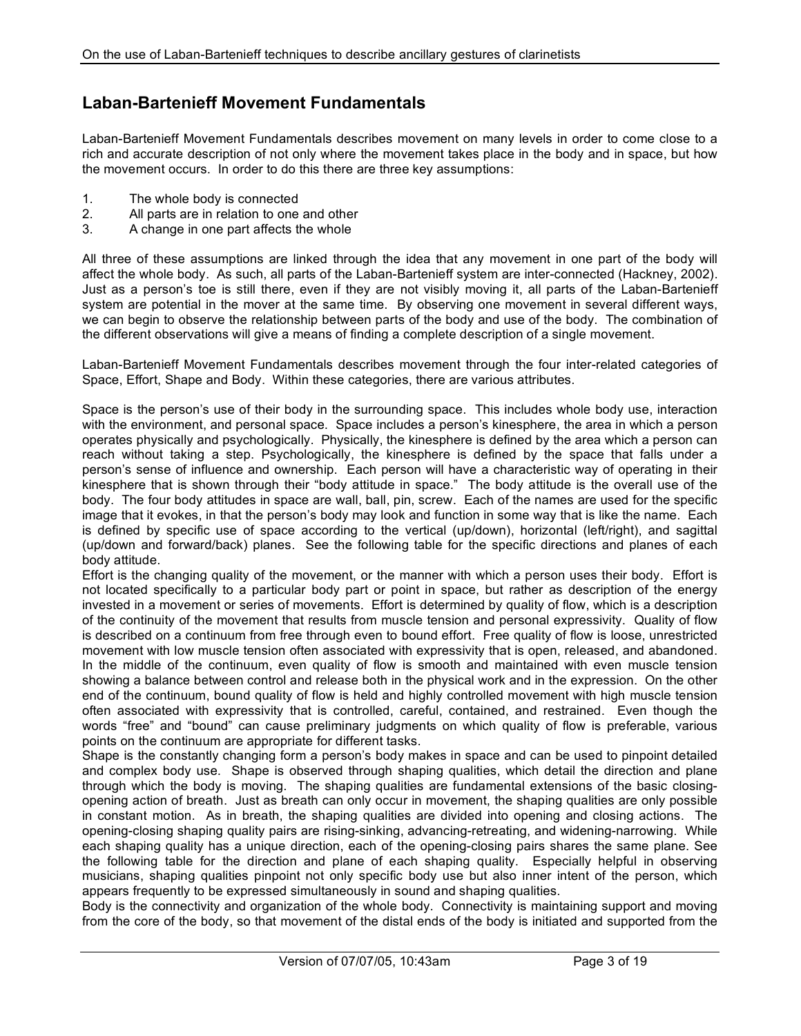## Laban-Bartenieff Movement Fundamentals

Laban-Bartenieff Movement Fundamentals describes movement on many levels in order to come close to a rich and accurate description of not only where the movement takes place in the body and in space, but how the movement occurs. In order to do this there are three key assumptions:

1. The whole body is connected
2. All parts are in relation to one and other
3. A change in one part affects the whole

All three of these assumptions are linked through the idea that any movement in one part of the body will affect the whole body. As such, all parts of the Laban-Bartenieff system are inter-connected (Hackney, 2002). Just as a person's toe is still there, even if they are not visibly moving it, all parts of the Laban-Bartenieff system are potential in the mover at the same time. By observing one movement in several different ways, we can begin to observe the relationship between parts of the body and use of the body. The combination of the different observations will give a means of finding a complete description of a single movement.

Laban-Bartenieff Movement Fundamentals describes movement through the four inter-related categories of Space, Effort, Shape and Body. Within these categories, there are various attributes.

Space is the person's use of their body in the surrounding space. This includes whole body use, interaction with the environment, and personal space. Space includes a person's kinesphere, the area in which a person operates physically and psychologically. Physically, the kinesphere is defined by the area which a person can reach without taking a step. Psychologically, the kinesphere is defined by the space that falls under a person's sense of influence and ownership. Each person will have a characteristic way of operating in their kinesphere that is shown through their "body attitude in space." The body attitude is the overall use of the body. The four body attitudes in space are wall, ball, pin, screw. Each of the names are used for the specific image that it evokes, in that the person's body may look and function in some way that is like the name. Each is defined by specific use of space according to the vertical (up/down), horizontal (left/right), and sagittal (up/down and forward/back) planes. See the following table for the specific directions and planes of each body attitude.

Effort is the changing quality of the movement, or the manner with which a person uses their body. Effort is not located specifically to a particular body part or point in space, but rather as description of the energy invested in a movement or series of movements. Effort is determined by quality of flow, which is a description of the continuity of the movement that results from muscle tension and personal expressivity. Quality of flow is described on a continuum from free through even to bound effort. Free quality of flow is loose, unrestricted movement with low muscle tension often associated with expressivity that is open, released, and abandoned. In the middle of the continuum, even quality of flow is smooth and maintained with even muscle tension showing a balance between control and release both in the physical work and in the expression. On the other end of the continuum, bound quality of flow is held and highly controlled movement with high muscle tension often associated with expressivity that is controlled, careful, contained, and restrained. Even though the words "free" and "bound" can cause preliminary judgments on which quality of flow is preferable, various points on the continuum are appropriate for different tasks.

Shape is the constantly changing form a person's body makes in space and can be used to pinpoint detailed and complex body use. Shape is observed through shaping qualities, which detail the direction and plane through which the body is moving. The shaping qualities are fundamental extensions of the basic closing-opening action of breath. Just as breath can only occur in movement, the shaping qualities are only possible in constant motion. As in breath, the shaping qualities are divided into opening and closing actions. The opening-closing shaping quality pairs are rising-sinking, advancing-retreating, and widening-narrowing. While each shaping quality has a unique direction, each of the opening-closing pairs shares the same plane. See the following table for the direction and plane of each shaping quality. Especially helpful in observing musicians, shaping qualities pinpoint not only specific body use but also inner intent of the person, which appears frequently to be expressed simultaneously in sound and shaping qualities.

Body is the connectivity and organization of the whole body. Connectivity is maintaining support and moving from the core of the body, so that movement of the distal ends of the body is initiated and supported from the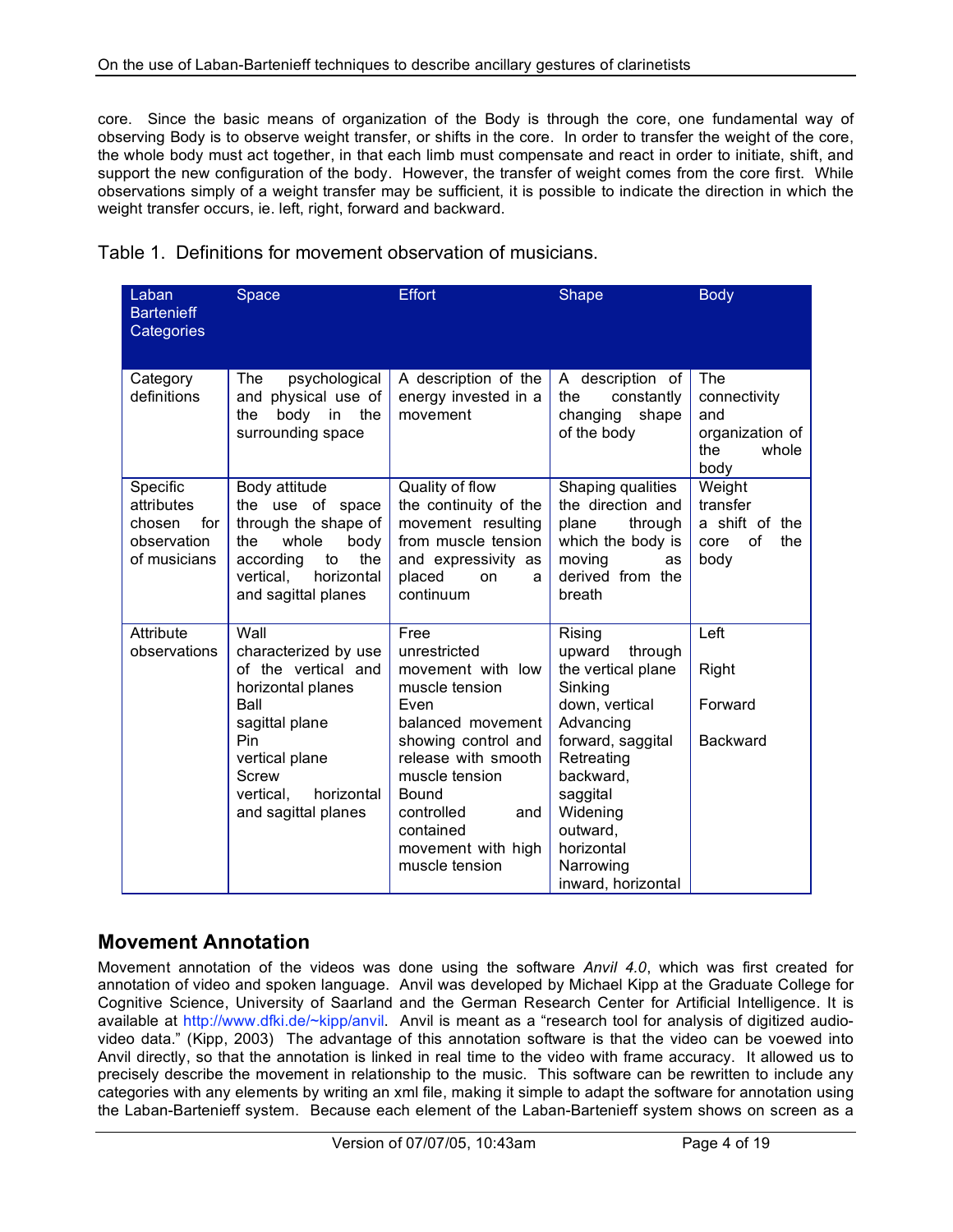core. Since the basic means of organization of the Body is through the core, one fundamental way of observing Body is to observe weight transfer, or shifts in the core. In order to transfer the weight of the core, the whole body must act together, in that each limb must compensate and react in order to initiate, shift, and support the new configuration of the body. However, the transfer of weight comes from the core first. While observations simply of a weight transfer may be sufficient, it is possible to indicate the direction in which the weight transfer occurs, ie. left, right, forward and backward.

Table 1. Definitions for movement observation of musicians.

| Laban Bartenieff Categories | Space | Effort | Shape | Body |
|---|---|---|---|---|
| Category definitions | The psychological and physical use of the body in the surrounding space | A description of the energy invested in a movement | A description of the constantly changing shape of the body | The connectivity and organization of the whole body |
| Specific attributes chosen for observation of musicians | Body attitude<br>the use of space through the shape of the whole body according to the vertical, horizontal and sagittal planes | Quality of flow<br>the continuity of the movement resulting from muscle tension and expressivity as placed on a continuum | Shaping qualities<br>the direction and plane through which the body is moving as derived from the breath | Weight transfer<br>a shift of the core of the body |
| Attribute observations | Wall<br>characterized by use of the vertical and horizontal planes<br>Ball<br>sagittal plane<br>Pin<br>vertical plane<br>Screw<br>vertical, horizontal and sagittal planes | Free<br>unrestricted movement with low muscle tension<br>Even<br>balanced movement showing control and release with smooth muscle tension<br>Bound<br>controlled and contained movement with high muscle tension | Rising<br>upward through the vertical plane<br>Sinking<br>down, vertical<br>Advancing<br>forward, saggital<br>Retreating<br>backward, saggital<br>Widening<br>outward, horizontal<br>Narrowing<br>inward, horizontal | Left<br><br>Right<br><br>Forward<br><br>Backward |

## Movement Annotation

Movement annotation of the videos was done using the software *Anvil 4.0*, which was first created for annotation of video and spoken language. Anvil was developed by Michael Kipp at the Graduate College for Cognitive Science, University of Saarland and the German Research Center for Artificial Intelligence. It is available at http://www.dfki.de/~kipp/anvil. Anvil is meant as a "research tool for analysis of digitized audio-video data." (Kipp, 2003) The advantage of this annotation software is that the video can be voewed into Anvil directly, so that the annotation is linked in real time to the video with frame accuracy. It allowed us to precisely describe the movement in relationship to the music. This software can be rewritten to include any categories with any elements by writing an xml file, making it simple to adapt the software for annotation using the Laban-Bartenieff system. Because each element of the Laban-Bartenieff system shows on screen as a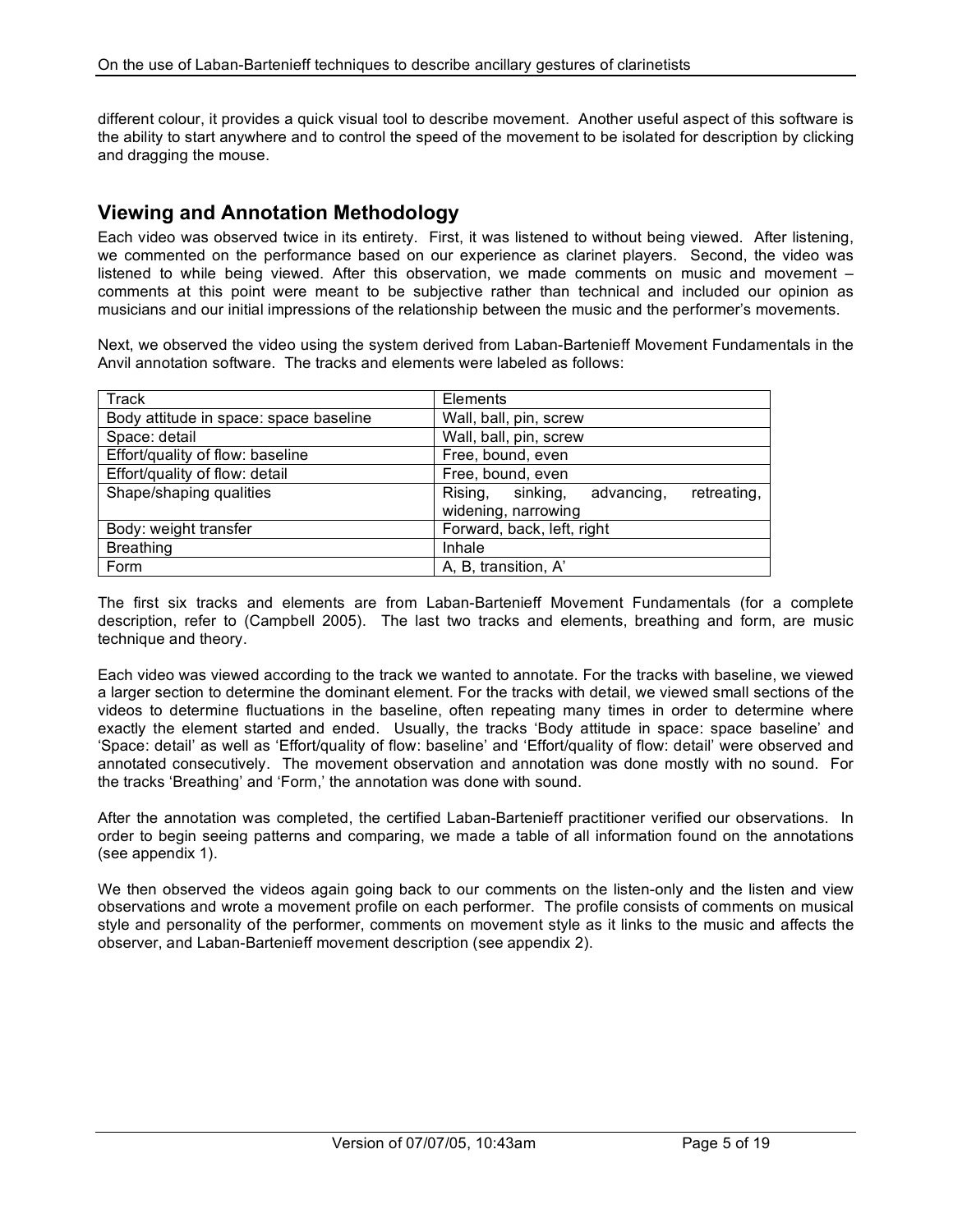different colour, it provides a quick visual tool to describe movement. Another useful aspect of this software is the ability to start anywhere and to control the speed of the movement to be isolated for description by clicking and dragging the mouse.

## Viewing and Annotation Methodology

Each video was observed twice in its entirety. First, it was listened to without being viewed. After listening, we commented on the performance based on our experience as clarinet players. Second, the video was listened to while being viewed. After this observation, we made comments on music and movement – comments at this point were meant to be subjective rather than technical and included our opinion as musicians and our initial impressions of the relationship between the music and the performer's movements.

Next, we observed the video using the system derived from Laban-Bartenieff Movement Fundamentals in the Anvil annotation software. The tracks and elements were labeled as follows:

| Track | Elements |
|---|---|
| Body attitude in space: space baseline | Wall, ball, pin, screw |
| Space: detail | Wall, ball, pin, screw |
| Effort/quality of flow: baseline | Free, bound, even |
| Effort/quality of flow: detail | Free, bound, even |
| Shape/shaping qualities | Rising, sinking, advancing, retreating, widening, narrowing |
| Body: weight transfer | Forward, back, left, right |
| Breathing | Inhale |
| Form | A, B, transition, A' |

The first six tracks and elements are from Laban-Bartenieff Movement Fundamentals (for a complete description, refer to (Campbell 2005). The last two tracks and elements, breathing and form, are music technique and theory.

Each video was viewed according to the track we wanted to annotate. For the tracks with baseline, we viewed a larger section to determine the dominant element. For the tracks with detail, we viewed small sections of the videos to determine fluctuations in the baseline, often repeating many times in order to determine where exactly the element started and ended. Usually, the tracks 'Body attitude in space: space baseline' and 'Space: detail' as well as 'Effort/quality of flow: baseline' and 'Effort/quality of flow: detail' were observed and annotated consecutively. The movement observation and annotation was done mostly with no sound. For the tracks 'Breathing' and 'Form,' the annotation was done with sound.

After the annotation was completed, the certified Laban-Bartenieff practitioner verified our observations. In order to begin seeing patterns and comparing, we made a table of all information found on the annotations (see appendix 1).

We then observed the videos again going back to our comments on the listen-only and the listen and view observations and wrote a movement profile on each performer. The profile consists of comments on musical style and personality of the performer, comments on movement style as it links to the music and affects the observer, and Laban-Bartenieff movement description (see appendix 2).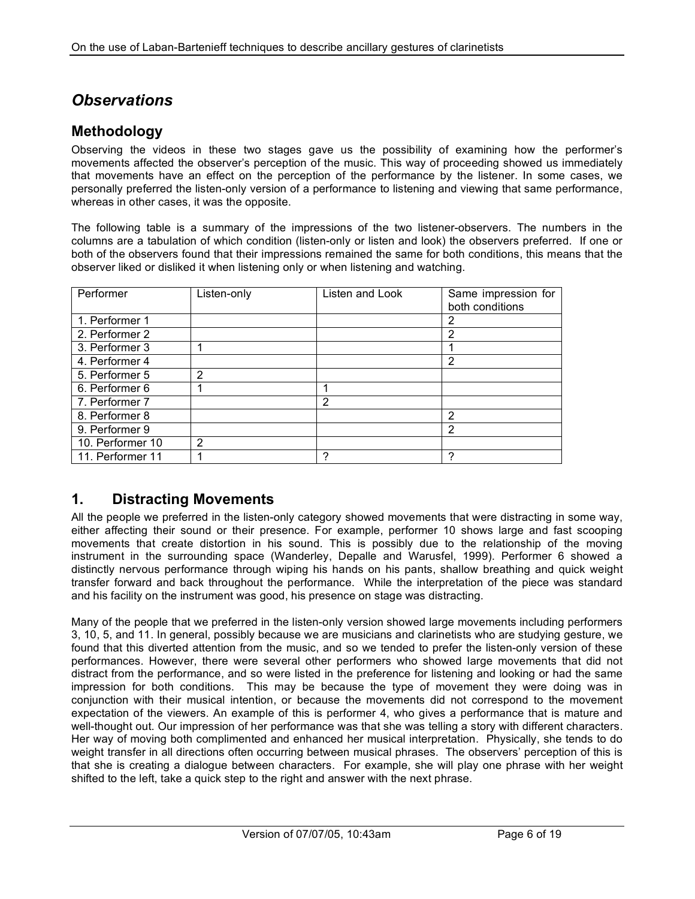## *Observations*

### Methodology

Observing the videos in these two stages gave us the possibility of examining how the performer's movements affected the observer's perception of the music. This way of proceeding showed us immediately that movements have an effect on the perception of the performance by the listener. In some cases, we personally preferred the listen-only version of a performance to listening and viewing that same performance, whereas in other cases, it was the opposite.

The following table is a summary of the impressions of the two listener-observers. The numbers in the columns are a tabulation of which condition (listen-only or listen and look) the observers preferred. If one or both of the observers found that their impressions remained the same for both conditions, this means that the observer liked or disliked it when listening only or when listening and watching.

| Performer | Listen-only | Listen and Look | Same impression for both conditions |
|---|---|---|---|
| 1. Performer 1 | | | 2 |
| 2. Performer 2 | | | 2 |
| 3. Performer 3 | 1 | | 1 |
| 4. Performer 4 | | | 2 |
| 5. Performer 5 | 2 | | |
| 6. Performer 6 | 1 | 1 | |
| 7. Performer 7 | | 2 | |
| 8. Performer 8 | | | 2 |
| 9. Performer 9 | | | 2 |
| 10. Performer 10 | 2 | | |
| 11. Performer 11 | 1 | ? | ? |

## 1. Distracting Movements

All the people we preferred in the listen-only category showed movements that were distracting in some way, either affecting their sound or their presence. For example, performer 10 shows large and fast scooping movements that create distortion in his sound. This is possibly due to the relationship of the moving instrument in the surrounding space (Wanderley, Depalle and Warusfel, 1999). Performer 6 showed a distinctly nervous performance through wiping his hands on his pants, shallow breathing and quick weight transfer forward and back throughout the performance. While the interpretation of the piece was standard and his facility on the instrument was good, his presence on stage was distracting.

Many of the people that we preferred in the listen-only version showed large movements including performers 3, 10, 5, and 11. In general, possibly because we are musicians and clarinetists who are studying gesture, we found that this diverted attention from the music, and so we tended to prefer the listen-only version of these performances. However, there were several other performers who showed large movements that did not distract from the performance, and so were listed in the preference for listening and looking or had the same impression for both conditions. This may be because the type of movement they were doing was in conjunction with their musical intention, or because the movements did not correspond to the movement expectation of the viewers. An example of this is performer 4, who gives a performance that is mature and well-thought out. Our impression of her performance was that she was telling a story with different characters. Her way of moving both complimented and enhanced her musical interpretation. Physically, she tends to do weight transfer in all directions often occurring between musical phrases. The observers' perception of this is that she is creating a dialogue between characters. For example, she will play one phrase with her weight shifted to the left, take a quick step to the right and answer with the next phrase.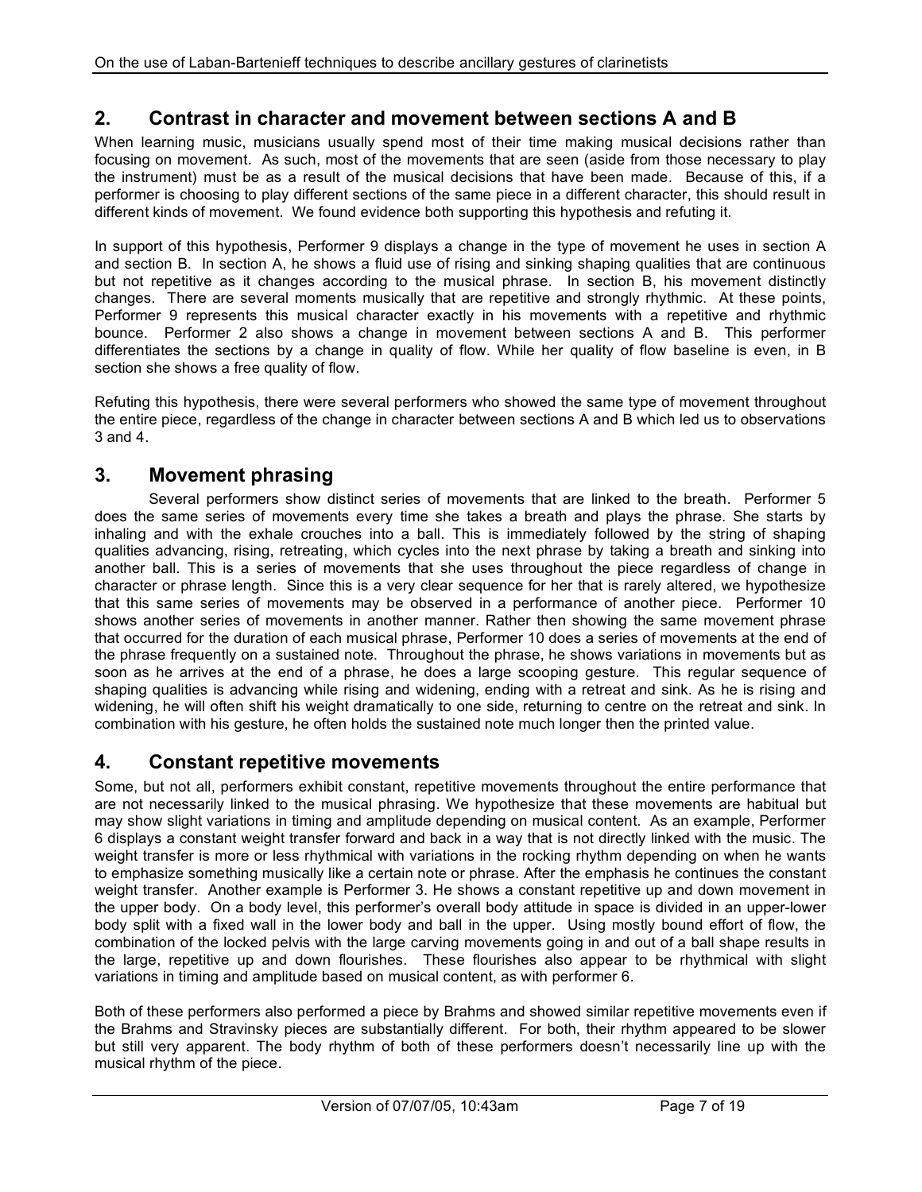## 2. Contrast in character and movement between sections A and B

When learning music, musicians usually spend most of their time making musical decisions rather than focusing on movement. As such, most of the movements that are seen (aside from those necessary to play the instrument) must be as a result of the musical decisions that have been made. Because of this, if a performer is choosing to play different sections of the same piece in a different character, this should result in different kinds of movement. We found evidence both supporting this hypothesis and refuting it.

In support of this hypothesis, Performer 9 displays a change in the type of movement he uses in section A and section B. In section A, he shows a fluid use of rising and sinking shaping qualities that are continuous but not repetitive as it changes according to the musical phrase. In section B, his movement distinctly changes. There are several moments musically that are repetitive and strongly rhythmic. At these points, Performer 9 represents this musical character exactly in his movements with a repetitive and rhythmic bounce. Performer 2 also shows a change in movement between sections A and B. This performer differentiates the sections by a change in quality of flow. While her quality of flow baseline is even, in B section she shows a free quality of flow.

Refuting this hypothesis, there were several performers who showed the same type of movement throughout the entire piece, regardless of the change in character between sections A and B which led us to observations 3 and 4.

## 3. Movement phrasing

Several performers show distinct series of movements that are linked to the breath. Performer 5 does the same series of movements every time she takes a breath and plays the phrase. She starts by inhaling and with the exhale crouches into a ball. This is immediately followed by the string of shaping qualities advancing, rising, retreating, which cycles into the next phrase by taking a breath and sinking into another ball. This is a series of movements that she uses throughout the piece regardless of change in character or phrase length. Since this is a very clear sequence for her that is rarely altered, we hypothesize that this same series of movements may be observed in a performance of another piece. Performer 10 shows another series of movements in another manner. Rather then showing the same movement phrase that occurred for the duration of each musical phrase, Performer 10 does a series of movements at the end of the phrase frequently on a sustained note. Throughout the phrase, he shows variations in movements but as soon as he arrives at the end of a phrase, he does a large scooping gesture. This regular sequence of shaping qualities is advancing while rising and widening, ending with a retreat and sink. As he is rising and widening, he will often shift his weight dramatically to one side, returning to centre on the retreat and sink. In combination with his gesture, he often holds the sustained note much longer then the printed value.

## 4. Constant repetitive movements

Some, but not all, performers exhibit constant, repetitive movements throughout the entire performance that are not necessarily linked to the musical phrasing. We hypothesize that these movements are habitual but may show slight variations in timing and amplitude depending on musical content. As an example, Performer 6 displays a constant weight transfer forward and back in a way that is not directly linked with the music. The weight transfer is more or less rhythmical with variations in the rocking rhythm depending on when he wants to emphasize something musically like a certain note or phrase. After the emphasis he continues the constant weight transfer. Another example is Performer 3. He shows a constant repetitive up and down movement in the upper body. On a body level, this performer's overall body attitude in space is divided in an upper-lower body split with a fixed wall in the lower body and ball in the upper. Using mostly bound effort of flow, the combination of the locked pelvis with the large carving movements going in and out of a ball shape results in the large, repetitive up and down flourishes. These flourishes also appear to be rhythmical with slight variations in timing and amplitude based on musical content, as with performer 6.

Both of these performers also performed a piece by Brahms and showed similar repetitive movements even if the Brahms and Stravinsky pieces are substantially different. For both, their rhythm appeared to be slower but still very apparent. The body rhythm of both of these performers doesn't necessarily line up with the musical rhythm of the piece.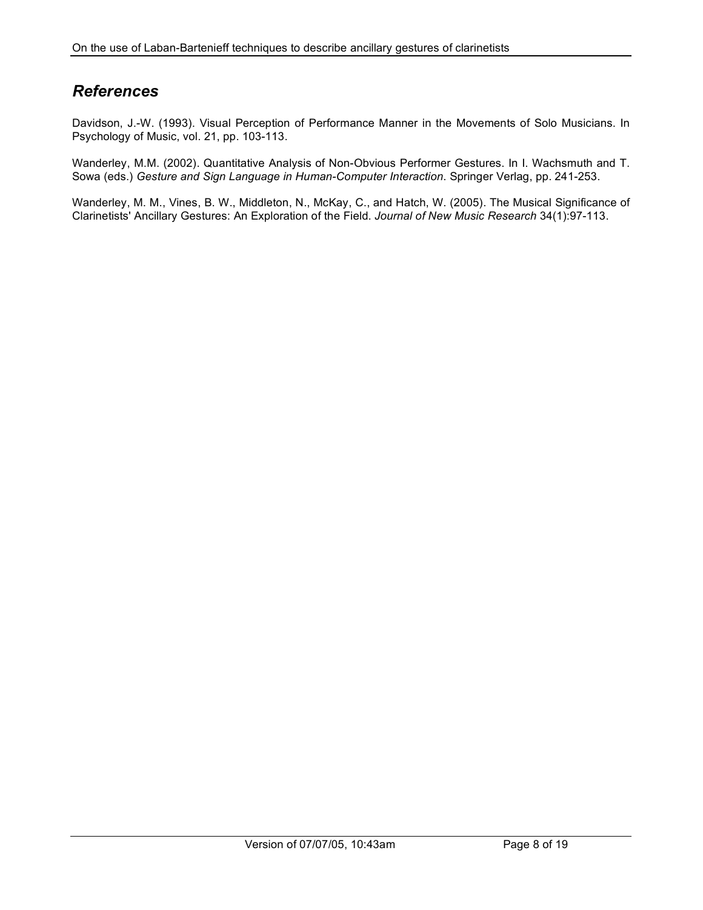## *References*

Davidson, J.-W. (1993). Visual Perception of Performance Manner in the Movements of Solo Musicians. In Psychology of Music, vol. 21, pp. 103-113.

Wanderley, M.M. (2002). Quantitative Analysis of Non-Obvious Performer Gestures. In I. Wachsmuth and T. Sowa (eds.) *Gesture and Sign Language in Human-Computer Interaction*. Springer Verlag, pp. 241-253.

Wanderley, M. M., Vines, B. W., Middleton, N., McKay, C., and Hatch, W. (2005). The Musical Significance of Clarinetists' Ancillary Gestures: An Exploration of the Field. *Journal of New Music Research* 34(1):97-113.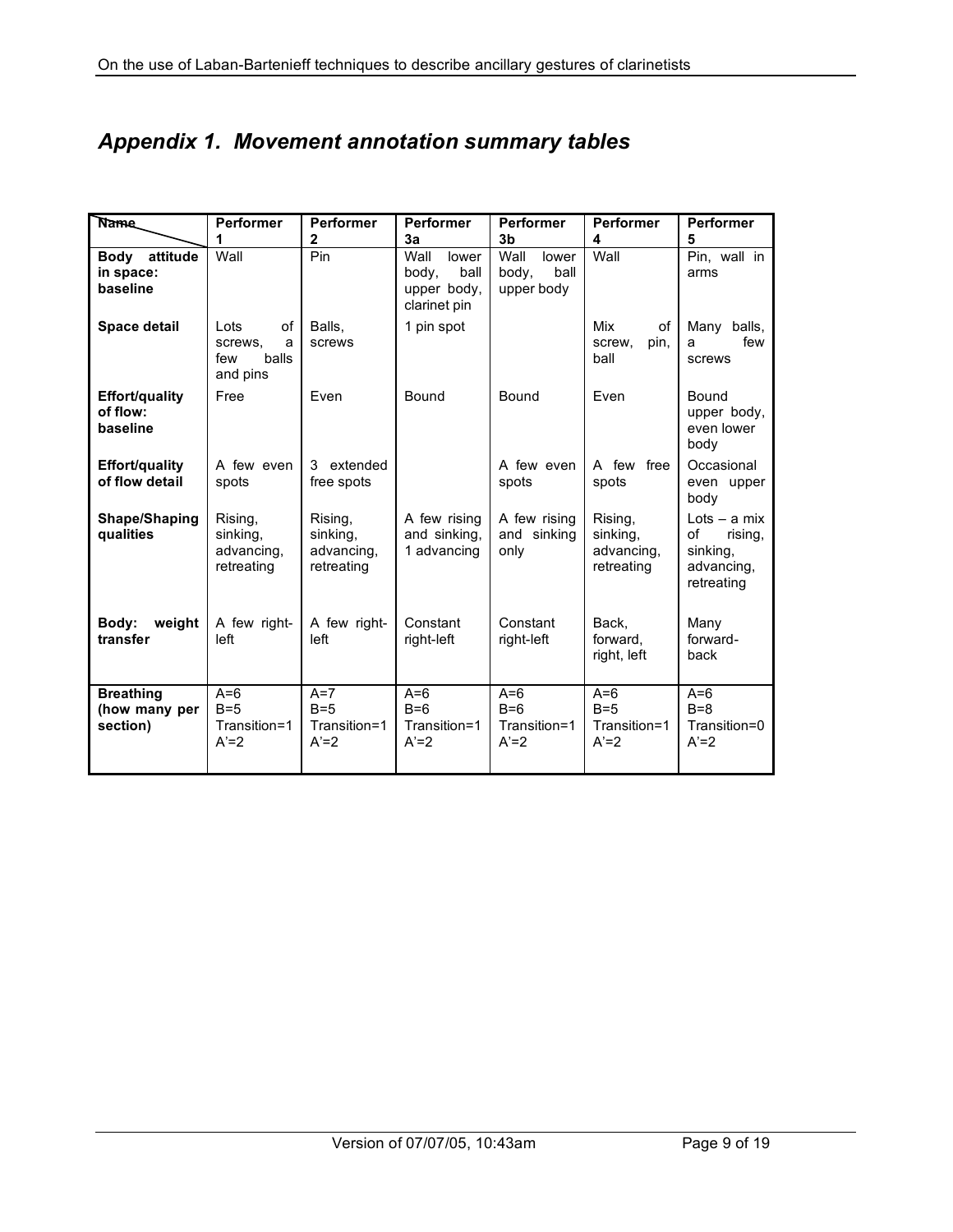## *Appendix 1. Movement annotation summary tables*

| Name | Performer 1 | Performer 2 | Performer 3a | Performer 3b | Performer 4 | Performer 5 |
|---|---|---|---|---|---|---|
| **Body attitude in space: baseline** | Wall | Pin | Wall lower body, ball upper body, clarinet pin | Wall lower body, ball upper body | Wall | Pin, wall in arms |
| **Space detail** | Lots of screws, a few balls and pins | Balls, screws | 1 pin spot | | Mix of screw, pin, ball | Many balls, a few screws |
| **Effort/quality of flow: baseline** | Free | Even | Bound | Bound | Even | Bound upper body, even lower body |
| **Effort/quality of flow detail** | A few even spots | 3 extended free spots | | A few even spots | A few free spots | Occasional even upper body |
| **Shape/Shaping qualities** | Rising, sinking, advancing, retreating | Rising, sinking, advancing, retreating | A few rising and sinking, 1 advancing | A few rising and sinking only | Rising, sinking, advancing, retreating | Lots – a mix of rising, sinking, advancing, retreating |
| **Body: weight transfer** | A few right-left | A few right-left | Constant right-left | Constant right-left | Back, forward, right, left | Many forward-back |
| **Breathing (how many per section)** | A=6<br>B=5<br>Transition=1<br>A'=2 | A=7<br>B=5<br>Transition=1<br>A'=2 | A=6<br>B=6<br>Transition=1<br>A'=2 | A=6<br>B=6<br>Transition=1<br>A'=2 | A=6<br>B=5<br>Transition=1<br>A'=2 | A=6<br>B=8<br>Transition=0<br>A'=2 |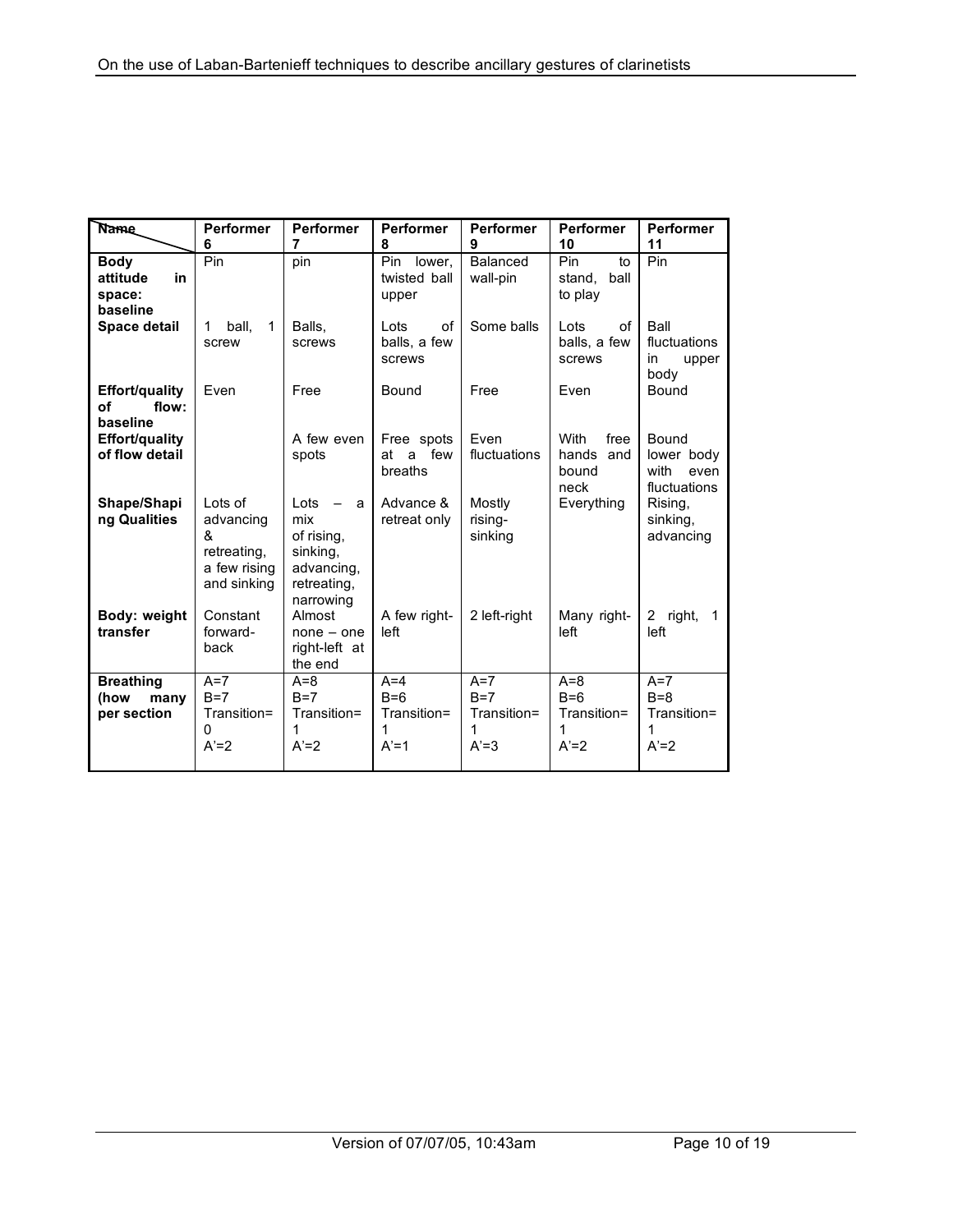| Name | Performer 6 | Performer 7 | Performer 8 | Performer 9 | Performer 10 | Performer 11 |
|---|---|---|---|---|---|---|
| **Body attitude in space: baseline** | Pin | pin | Pin lower, twisted ball upper | Balanced wall-pin | Pin to stand, ball to play | Pin |
| **Space detail** | 1 ball, 1 screw | Balls, screws | Lots of balls, a few screws | Some balls | Lots of balls, a few screws | Ball fluctuations in upper body |
| **Effort/quality of flow: baseline** | Even | Free | Bound | Free | Even | Bound |
| **Effort/quality of flow detail** | | A few even spots | Free spots at a few breaths | Even fluctuations | With free hands and bound neck | Bound lower body with even fluctuations |
| **Shape/Shaping Qualities** | Lots of advancing & retreating, a few rising and sinking | Lots – a mix of rising, sinking, advancing, retreating, narrowing | Advance & retreat only | Mostly rising-sinking | Everything | Rising, sinking, advancing |
| **Body: weight transfer** | Constant forward-back | Almost none – one right-left at the end | A few right-left | 2 left-right | Many right-left | 2 right, 1 left |
| **Breathing (how many per section** | A=7 B=7 Transition= 0 A'=2 | A=8 B=7 Transition= 1 A'=2 | A=4 B=6 Transition= 1 A'=1 | A=7 B=7 Transition= 1 A'=3 | A=8 B=6 Transition= 1 A'=2 | A=7 B=8 Transition= 1 A'=2 |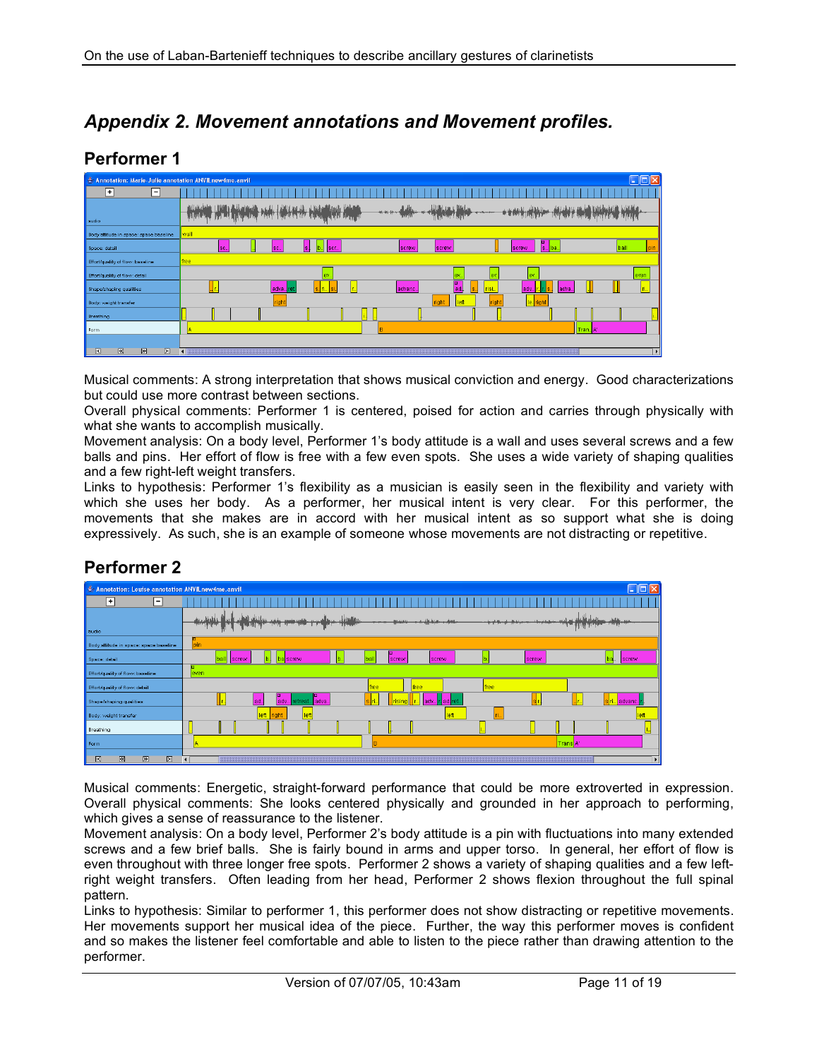## Appendix 2. Movement annotations and Movement profiles.

### Performer 1

Musical comments: A strong interpretation that shows musical conviction and energy. Good characterizations but could use more contrast between sections.
Overall physical comments: Performer 1 is centered, poised for action and carries through physically with what she wants to accomplish musically.
Movement analysis: On a body level, Performer 1's body attitude is a wall and uses several screws and a few balls and pins. Her effort of flow is free with a few even spots. She uses a wide variety of shaping qualities and a few right-left weight transfers.
Links to hypothesis: Performer 1's flexibility as a musician is easily seen in the flexibility and variety with which she uses her body. As a performer, her musical intent is very clear. For this performer, the movements that she makes are in accord with her musical intent as so support what she is doing expressively. As such, she is an example of someone whose movements are not distracting or repetitive.

### Performer 2

Musical comments: Energetic, straight-forward performance that could be more extroverted in expression.
Overall physical comments: She looks centered physically and grounded in her approach to performing, which gives a sense of reassurance to the listener.
Movement analysis: On a body level, Performer 2's body attitude is a pin with fluctuations into many extended screws and a few brief balls. She is fairly bound in arms and upper torso. In general, her effort of flow is even throughout with three longer free spots. Performer 2 shows a variety of shaping qualities and a few left-right weight transfers. Often leading from her head, Performer 2 shows flexion throughout the full spinal pattern.
Links to hypothesis: Similar to performer 1, this performer does not show distracting or repetitive movements. Her movements support her musical idea of the piece. Further, the way this performer moves is confident and so makes the listener feel comfortable and able to listen to the piece rather than drawing attention to the performer.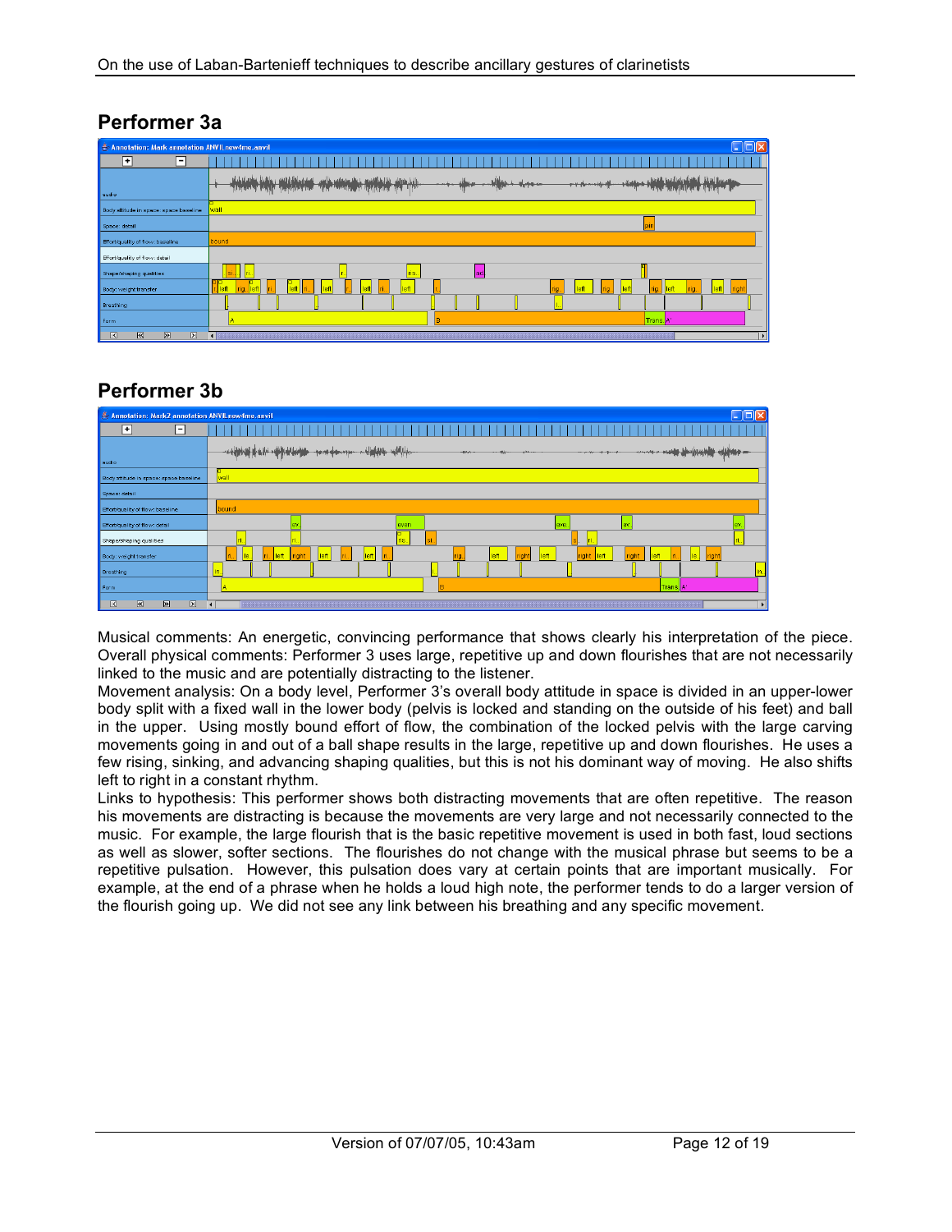## Performer 3a

## Performer 3b

Musical comments: An energetic, convincing performance that shows clearly his interpretation of the piece. Overall physical comments: Performer 3 uses large, repetitive up and down flourishes that are not necessarily linked to the music and are potentially distracting to the listener.

Movement analysis: On a body level, Performer 3's overall body attitude in space is divided in an upper-lower body split with a fixed wall in the lower body (pelvis is locked and standing on the outside of his feet) and ball in the upper. Using mostly bound effort of flow, the combination of the locked pelvis with the large carving movements going in and out of a ball shape results in the large, repetitive up and down flourishes. He uses a few rising, sinking, and advancing shaping qualities, but this is not his dominant way of moving. He also shifts left to right in a constant rhythm.

Links to hypothesis: This performer shows both distracting movements that are often repetitive. The reason his movements are distracting is because the movements are very large and not necessarily connected to the music. For example, the large flourish that is the basic repetitive movement is used in both fast, loud sections as well as slower, softer sections. The flourishes do not change with the musical phrase but seems to be a repetitive pulsation. However, this pulsation does vary at certain points that are important musically. For example, at the end of a phrase when he holds a loud high note, the performer tends to do a larger version of the flourish going up. We did not see any link between his breathing and any specific movement.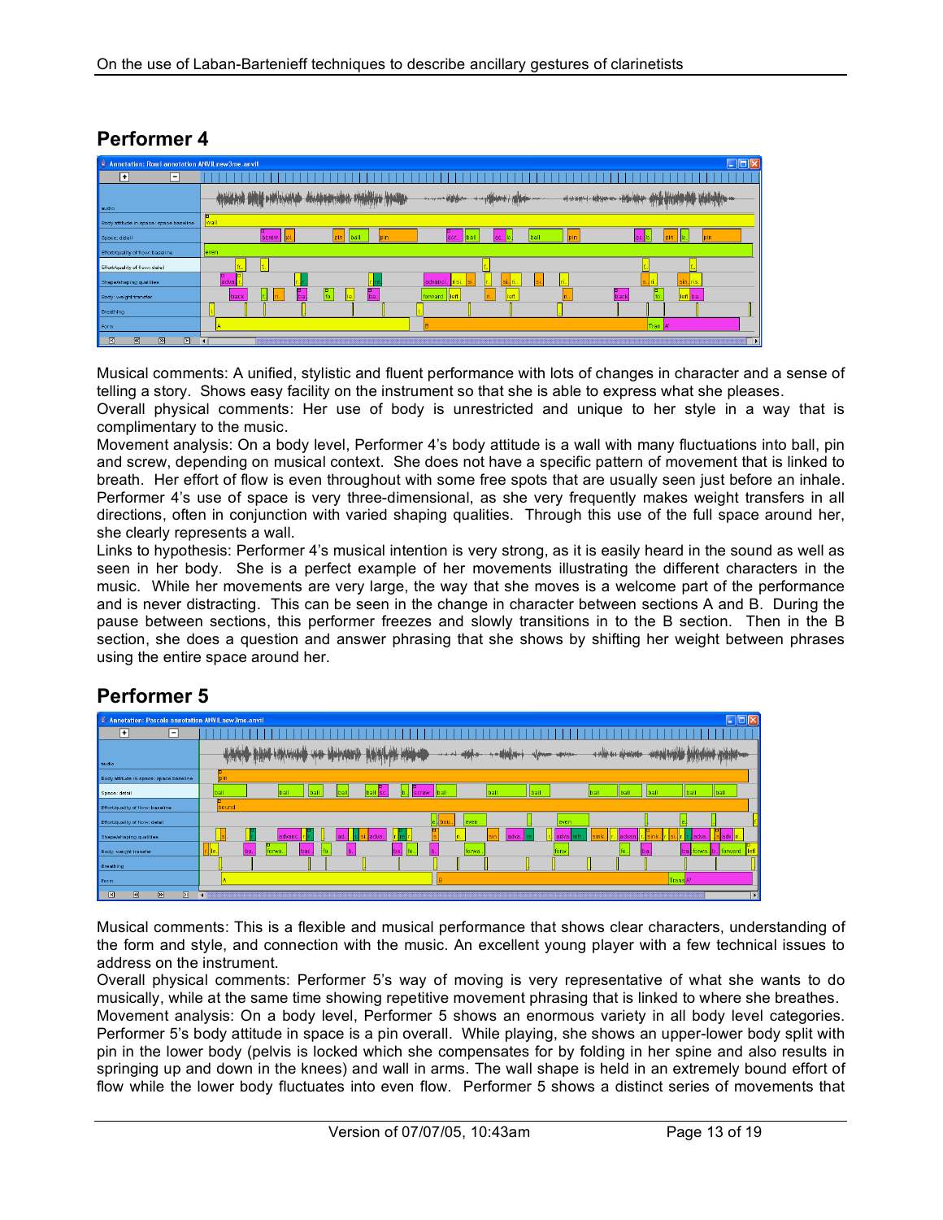## Performer 4

Musical comments: A unified, stylistic and fluent performance with lots of changes in character and a sense of telling a story. Shows easy facility on the instrument so that she is able to express what she pleases.
Overall physical comments: Her use of body is unrestricted and unique to her style in a way that is complimentary to the music.
Movement analysis: On a body level, Performer 4's body attitude is a wall with many fluctuations into ball, pin and screw, depending on musical context. She does not have a specific pattern of movement that is linked to breath. Her effort of flow is even throughout with some free spots that are usually seen just before an inhale. Performer 4's use of space is very three-dimensional, as she very frequently makes weight transfers in all directions, often in conjunction with varied shaping qualities. Through this use of the full space around her, she clearly represents a wall.
Links to hypothesis: Performer 4's musical intention is very strong, as it is easily heard in the sound as well as seen in her body. She is a perfect example of her movements illustrating the different characters in the music. While her movements are very large, the way that she moves is a welcome part of the performance and is never distracting. This can be seen in the change in character between sections A and B. During the pause between sections, this performer freezes and slowly transitions in to the B section. Then in the B section, she does a question and answer phrasing that she shows by shifting her weight between phrases using the entire space around her.

## Performer 5

Musical comments: This is a flexible and musical performance that shows clear characters, understanding of the form and style, and connection with the music. An excellent young player with a few technical issues to address on the instrument.
Overall physical comments: Performer 5's way of moving is very representative of what she wants to do musically, while at the same time showing repetitive movement phrasing that is linked to where she breathes.
Movement analysis: On a body level, Performer 5 shows an enormous variety in all body level categories. Performer 5's body attitude in space is a pin overall. While playing, she shows an upper-lower body split with pin in the lower body (pelvis is locked which she compensates for by folding in her spine and also results in springing up and down in the knees) and wall in arms. The wall shape is held in an extremely bound effort of flow while the lower body fluctuates into even flow. Performer 5 shows a distinct series of movements that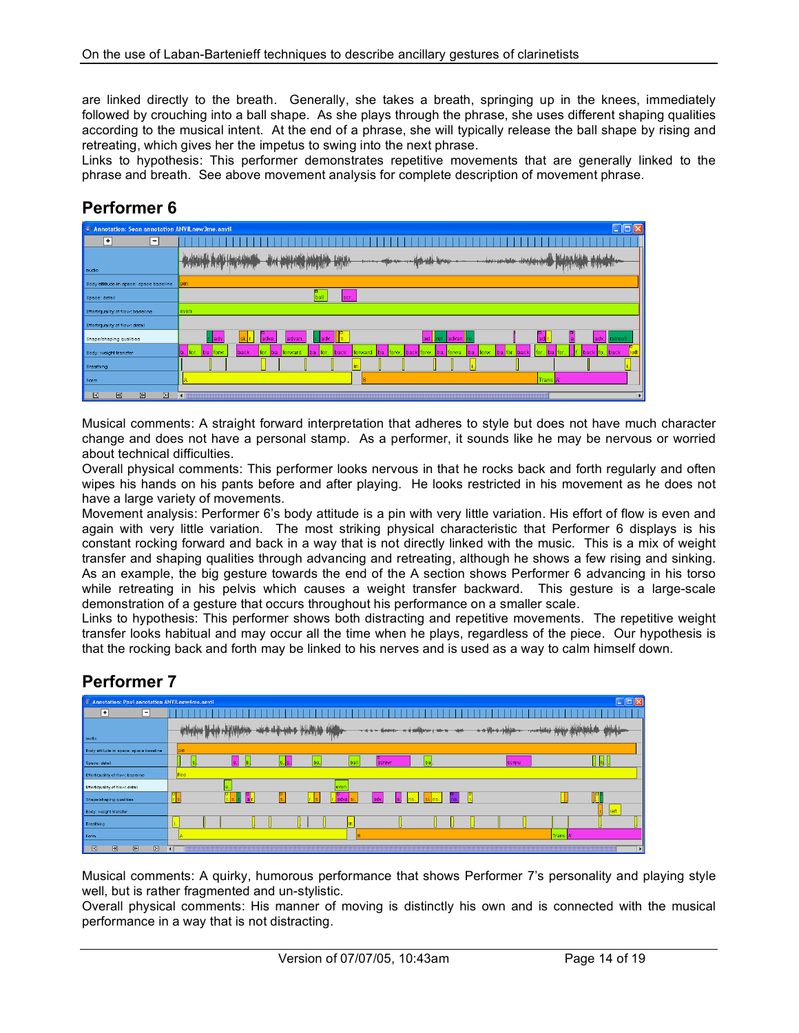are linked directly to the breath. Generally, she takes a breath, springing up in the knees, immediately followed by crouching into a ball shape. As she plays through the phrase, she uses different shaping qualities according to the musical intent. At the end of a phrase, she will typically release the ball shape by rising and retreating, which gives her the impetus to swing into the next phrase.
Links to hypothesis: This performer demonstrates repetitive movements that are generally linked to the phrase and breath. See above movement analysis for complete description of movement phrase.

## Performer 6

Musical comments: A straight forward interpretation that adheres to style but does not have much character change and does not have a personal stamp. As a performer, it sounds like he may be nervous or worried about technical difficulties.
Overall physical comments: This performer looks nervous in that he rocks back and forth regularly and often wipes his hands on his pants before and after playing. He looks restricted in his movement as he does not have a large variety of movements.
Movement analysis: Performer 6's body attitude is a pin with very little variation. His effort of flow is even and again with very little variation. The most striking physical characteristic that Performer 6 displays is his constant rocking forward and back in a way that is not directly linked with the music. This is a mix of weight transfer and shaping qualities through advancing and retreating, although he shows a few rising and sinking. As an example, the big gesture towards the end of the A section shows Performer 6 advancing in his torso while retreating in his pelvis which causes a weight transfer backward. This gesture is a large-scale demonstration of a gesture that occurs throughout his performance on a smaller scale.
Links to hypothesis: This performer shows both distracting and repetitive movements. The repetitive weight transfer looks habitual and may occur all the time when he plays, regardless of the piece. Our hypothesis is that the rocking back and forth may be linked to his nerves and is used as a way to calm himself down.

## Performer 7

Musical comments: A quirky, humorous performance that shows Performer 7's personality and playing style well, but is rather fragmented and un-stylistic.
Overall physical comments: His manner of moving is distinctly his own and is connected with the musical performance in a way that is not distracting.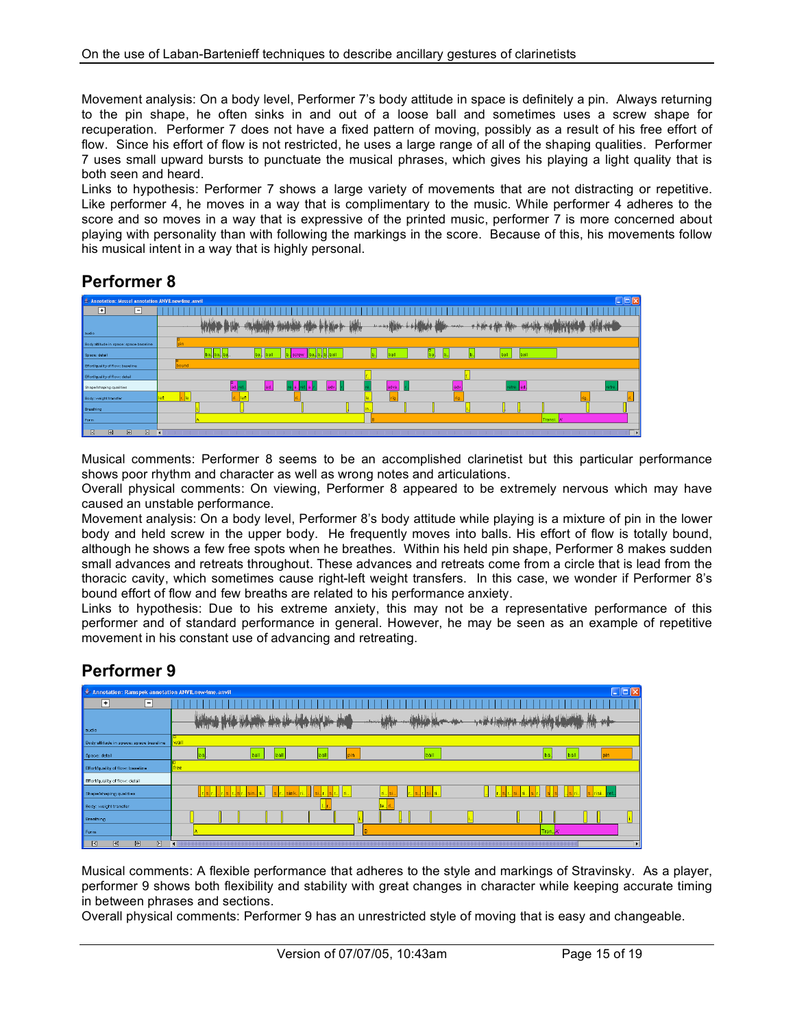Movement analysis: On a body level, Performer 7's body attitude in space is definitely a pin. Always returning to the pin shape, he often sinks in and out of a loose ball and sometimes uses a screw shape for recuperation. Performer 7 does not have a fixed pattern of moving, possibly as a result of his free effort of flow. Since his effort of flow is not restricted, he uses a large range of all of the shaping qualities. Performer 7 uses small upward bursts to punctuate the musical phrases, which gives his playing a light quality that is both seen and heard.
Links to hypothesis: Performer 7 shows a large variety of movements that are not distracting or repetitive. Like performer 4, he moves in a way that is complimentary to the music. While performer 4 adheres to the score and so moves in a way that is expressive of the printed music, performer 7 is more concerned about playing with personality than with following the markings in the score. Because of this, his movements follow his musical intent in a way that is highly personal.

## Performer 8

Musical comments: Performer 8 seems to be an accomplished clarinetist but this particular performance shows poor rhythm and character as well as wrong notes and articulations.
Overall physical comments: On viewing, Performer 8 appeared to be extremely nervous which may have caused an unstable performance.
Movement analysis: On a body level, Performer 8's body attitude while playing is a mixture of pin in the lower body and held screw in the upper body. He frequently moves into balls. His effort of flow is totally bound, although he shows a few free spots when he breathes. Within his held pin shape, Performer 8 makes sudden small advances and retreats throughout. These advances and retreats come from a circle that is lead from the thoracic cavity, which sometimes cause right-left weight transfers. In this case, we wonder if Performer 8's bound effort of flow and few breaths are related to his performance anxiety.
Links to hypothesis: Due to his extreme anxiety, this may not be a representative performance of this performer and of standard performance in general. However, he may be seen as an example of repetitive movement in his constant use of advancing and retreating.

## Performer 9

Musical comments: A flexible performance that adheres to the style and markings of Stravinsky. As a player, performer 9 shows both flexibility and stability with great changes in character while keeping accurate timing in between phrases and sections.
Overall physical comments: Performer 9 has an unrestricted style of moving that is easy and changeable.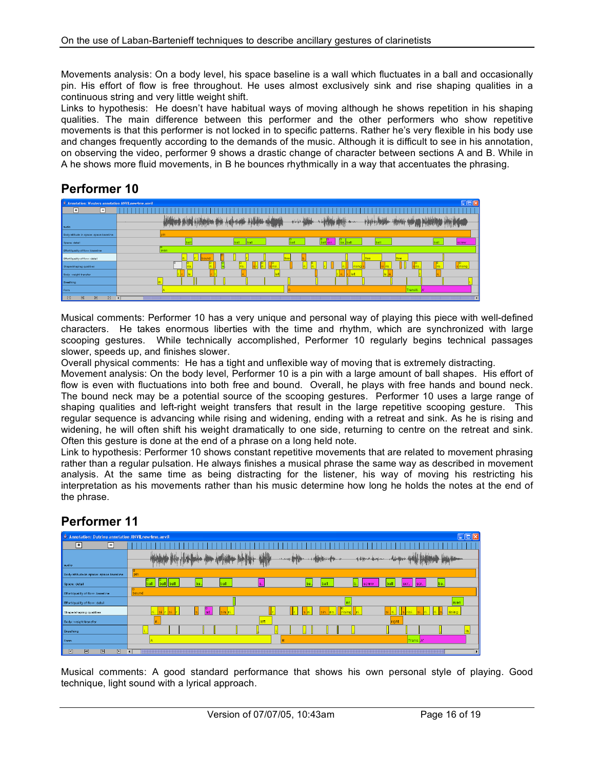Movements analysis: On a body level, his space baseline is a wall which fluctuates in a ball and occasionally pin. His effort of flow is free throughout. He uses almost exclusively sink and rise shaping qualities in a continuous string and very little weight shift.

Links to hypothesis: He doesn't have habitual ways of moving although he shows repetition in his shaping qualities. The main difference between this performer and the other performers who show repetitive movements is that this performer is not locked in to specific patterns. Rather he's very flexible in his body use and changes frequently according to the demands of the music. Although it is difficult to see in his annotation, on observing the video, performer 9 shows a drastic change of character between sections A and B. While in A he shows more fluid movements, in B he bounces rhythmically in a way that accentuates the phrasing.

## Performer 10

Musical comments: Performer 10 has a very unique and personal way of playing this piece with well-defined characters. He takes enormous liberties with the time and rhythm, which are synchronized with large scooping gestures. While technically accomplished, Performer 10 regularly begins technical passages slower, speeds up, and finishes slower.

Overall physical comments: He has a tight and unflexible way of moving that is extremely distracting.

Movement analysis: On the body level, Performer 10 is a pin with a large amount of ball shapes. His effort of flow is even with fluctuations into both free and bound. Overall, he plays with free hands and bound neck. The bound neck may be a potential source of the scooping gestures. Performer 10 uses a large range of shaping qualities and left-right weight transfers that result in the large repetitive scooping gesture. This regular sequence is advancing while rising and widening, ending with a retreat and sink. As he is rising and widening, he will often shift his weight dramatically to one side, returning to centre on the retreat and sink. Often this gesture is done at the end of a phrase on a long held note.

Link to hypothesis: Performer 10 shows constant repetitive movements that are related to movement phrasing rather than a regular pulsation. He always finishes a musical phrase the same way as described in movement analysis. At the same time as being distracting for the listener, his way of moving his restricting his interpretation as his movements rather than his music determine how long he holds the notes at the end of the phrase.

## Performer 11

Musical comments: A good standard performance that shows his own personal style of playing. Good technique, light sound with a lyrical approach.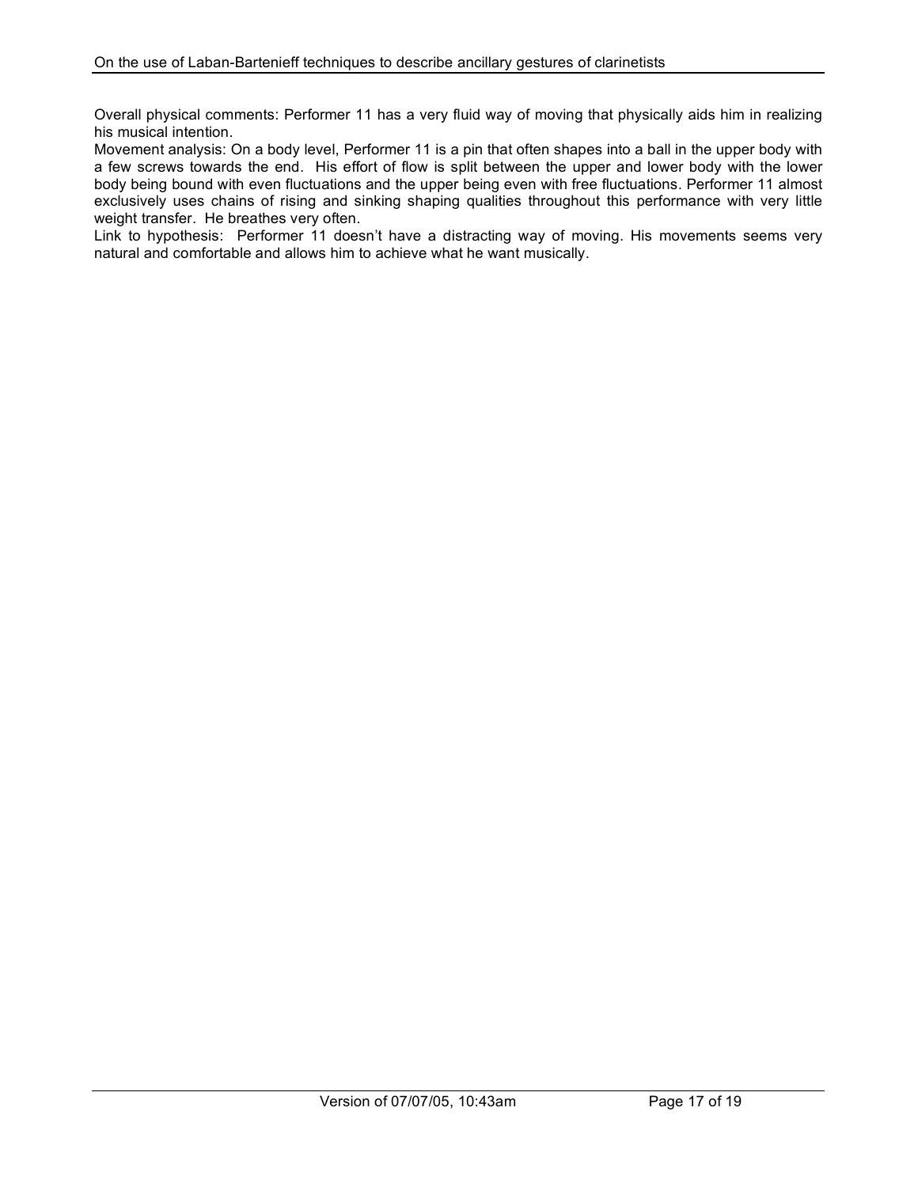Overall physical comments: Performer 11 has a very fluid way of moving that physically aids him in realizing his musical intention.

Movement analysis: On a body level, Performer 11 is a pin that often shapes into a ball in the upper body with a few screws towards the end. His effort of flow is split between the upper and lower body with the lower body being bound with even fluctuations and the upper being even with free fluctuations. Performer 11 almost exclusively uses chains of rising and sinking shaping qualities throughout this performance with very little weight transfer. He breathes very often.

Link to hypothesis: Performer 11 doesn't have a distracting way of moving. His movements seems very natural and comfortable and allows him to achieve what he want musically.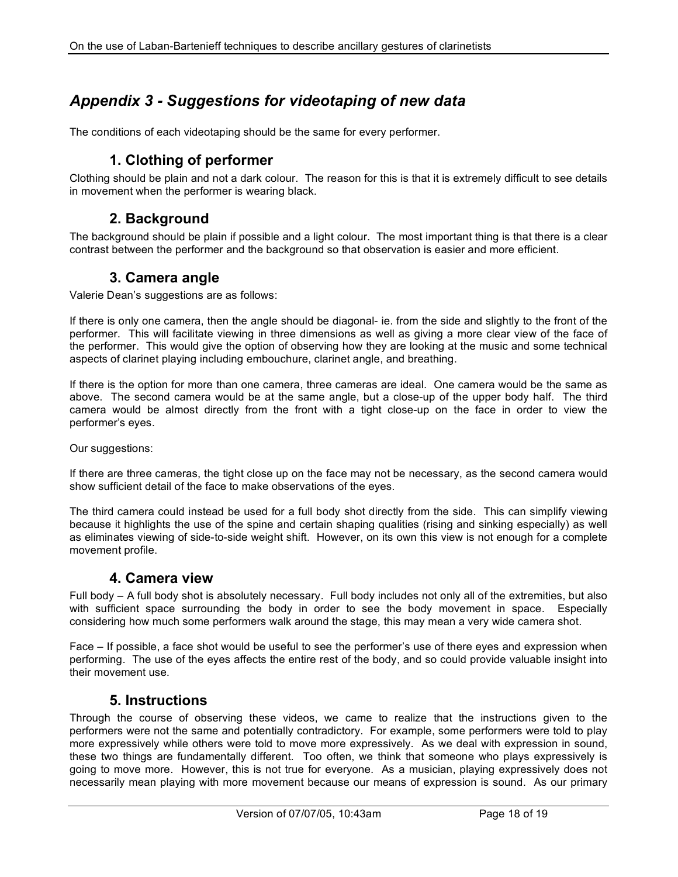## *Appendix 3 - Suggestions for videotaping of new data*

The conditions of each videotaping should be the same for every performer.

### 1. Clothing of performer

Clothing should be plain and not a dark colour. The reason for this is that it is extremely difficult to see details in movement when the performer is wearing black.

### 2. Background

The background should be plain if possible and a light colour. The most important thing is that there is a clear contrast between the performer and the background so that observation is easier and more efficient.

### 3. Camera angle

Valerie Dean's suggestions are as follows:

If there is only one camera, then the angle should be diagonal- ie. from the side and slightly to the front of the performer. This will facilitate viewing in three dimensions as well as giving a more clear view of the face of the performer. This would give the option of observing how they are looking at the music and some technical aspects of clarinet playing including embouchure, clarinet angle, and breathing.

If there is the option for more than one camera, three cameras are ideal. One camera would be the same as above. The second camera would be at the same angle, but a close-up of the upper body half. The third camera would be almost directly from the front with a tight close-up on the face in order to view the performer's eyes.

Our suggestions:

If there are three cameras, the tight close up on the face may not be necessary, as the second camera would show sufficient detail of the face to make observations of the eyes.

The third camera could instead be used for a full body shot directly from the side. This can simplify viewing because it highlights the use of the spine and certain shaping qualities (rising and sinking especially) as well as eliminates viewing of side-to-side weight shift. However, on its own this view is not enough for a complete movement profile.

### 4. Camera view

Full body – A full body shot is absolutely necessary. Full body includes not only all of the extremities, but also with sufficient space surrounding the body in order to see the body movement in space. Especially considering how much some performers walk around the stage, this may mean a very wide camera shot.

Face – If possible, a face shot would be useful to see the performer's use of there eyes and expression when performing. The use of the eyes affects the entire rest of the body, and so could provide valuable insight into their movement use.

### 5. Instructions

Through the course of observing these videos, we came to realize that the instructions given to the performers were not the same and potentially contradictory. For example, some performers were told to play more expressively while others were told to move more expressively. As we deal with expression in sound, these two things are fundamentally different. Too often, we think that someone who plays expressively is going to move more. However, this is not true for everyone. As a musician, playing expressively does not necessarily mean playing with more movement because our means of expression is sound. As our primary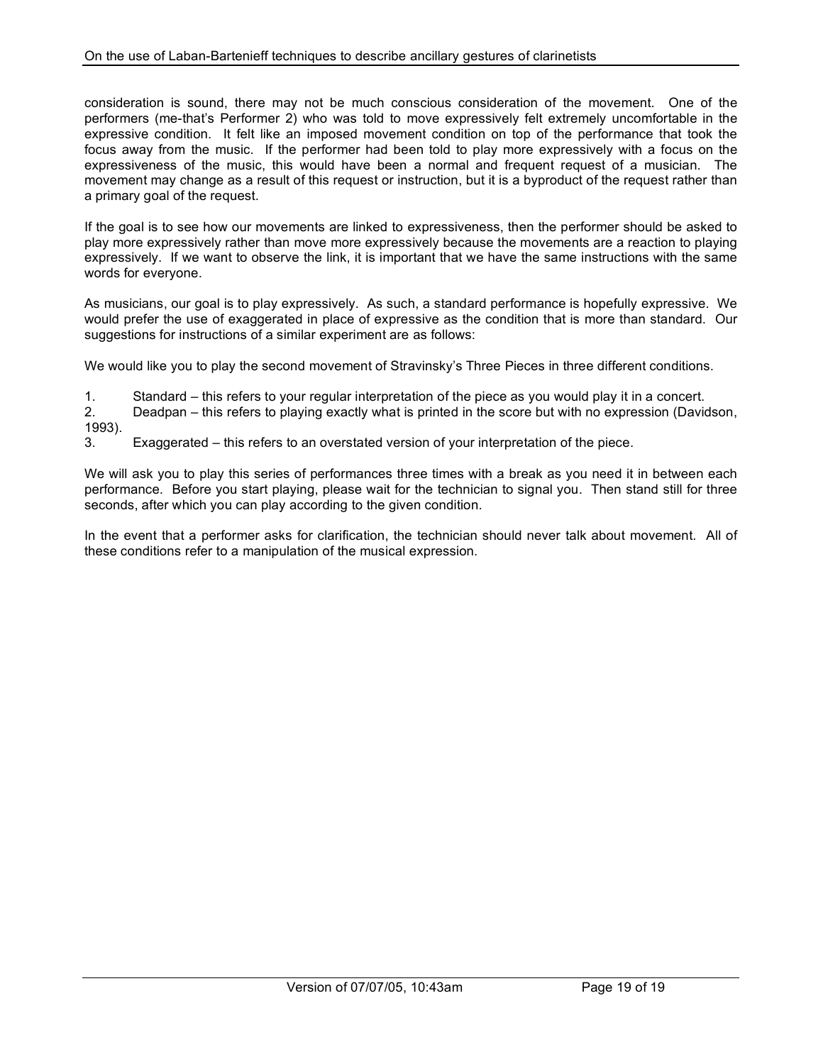consideration is sound, there may not be much conscious consideration of the movement. One of the performers (me-that's Performer 2) who was told to move expressively felt extremely uncomfortable in the expressive condition. It felt like an imposed movement condition on top of the performance that took the focus away from the music. If the performer had been told to play more expressively with a focus on the expressiveness of the music, this would have been a normal and frequent request of a musician. The movement may change as a result of this request or instruction, but it is a byproduct of the request rather than a primary goal of the request.

If the goal is to see how our movements are linked to expressiveness, then the performer should be asked to play more expressively rather than move more expressively because the movements are a reaction to playing expressively. If we want to observe the link, it is important that we have the same instructions with the same words for everyone.

As musicians, our goal is to play expressively. As such, a standard performance is hopefully expressive. We would prefer the use of exaggerated in place of expressive as the condition that is more than standard. Our suggestions for instructions of a similar experiment are as follows:

We would like you to play the second movement of Stravinsky's Three Pieces in three different conditions.

1. Standard – this refers to your regular interpretation of the piece as you would play it in a concert.
2. Deadpan – this refers to playing exactly what is printed in the score but with no expression (Davidson, 1993).
3. Exaggerated – this refers to an overstated version of your interpretation of the piece.

We will ask you to play this series of performances three times with a break as you need it in between each performance. Before you start playing, please wait for the technician to signal you. Then stand still for three seconds, after which you can play according to the given condition.

In the event that a performer asks for clarification, the technician should never talk about movement. All of these conditions refer to a manipulation of the musical expression.